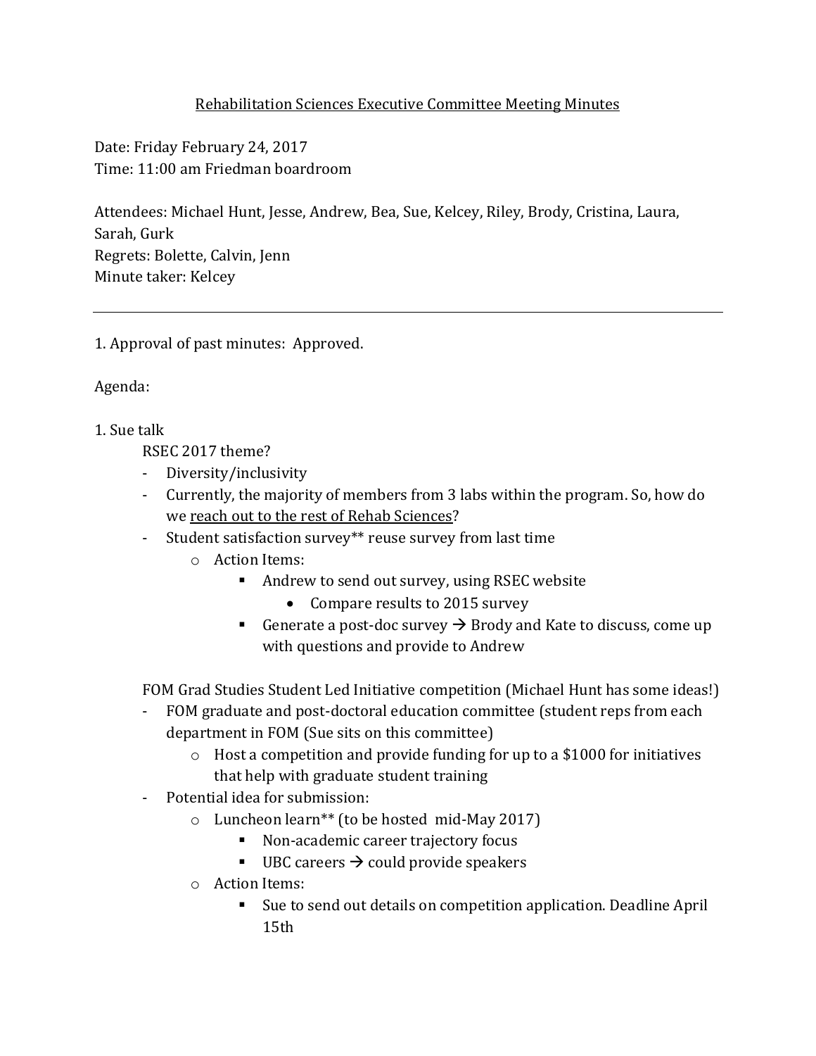# Rehabilitation Sciences Executive Committee Meeting Minutes

Date: Friday February 24, 2017
Time: 11:00 am Friedman boardroom

Attendees: Michael Hunt, Jesse, Andrew, Bea, Sue, Kelcey, Riley, Brody, Cristina, Laura, Sarah, Gurk
Regrets: Bolette, Calvin, Jenn
Minute taker: Kelcey

---

1. Approval of past minutes: Approved.

Agenda:

1. Sue talk

   RSEC 2017 theme?
   - Diversity/inclusivity
   - Currently, the majority of members from 3 labs within the program. So, how do we <u>reach out to the rest of Rehab Sciences</u>?
   - Student satisfaction survey** reuse survey from last time
     - Action Items:
       - Andrew to send out survey, using RSEC website
         - Compare results to 2015 survey
       - Generate a post-doc survey → Brody and Kate to discuss, come up with questions and provide to Andrew

   FOM Grad Studies Student Led Initiative competition (Michael Hunt has some ideas!)
   - FOM graduate and post-doctoral education committee (student reps from each department in FOM (Sue sits on this committee)
     - Host a competition and provide funding for up to a $1000 for initiatives that help with graduate student training
   - Potential idea for submission:
     - Luncheon learn** (to be hosted mid-May 2017)
       - Non-academic career trajectory focus
       - UBC careers → could provide speakers
     - Action Items:
       - Sue to send out details on competition application. Deadline April 15th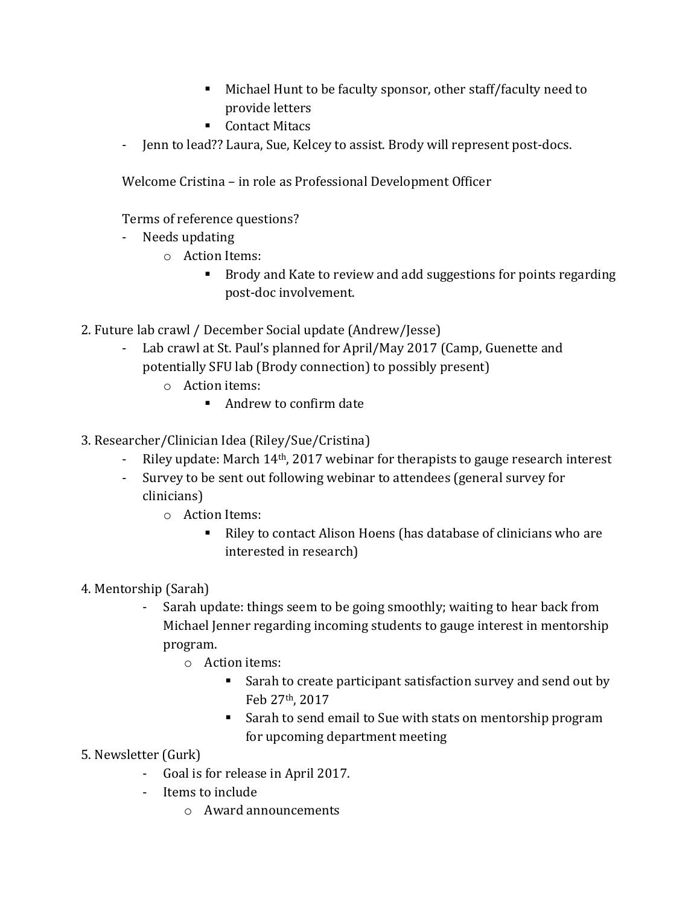- Michael Hunt to be faculty sponsor, other staff/faculty need to provide letters
        - Contact Mitacs
- Jenn to lead?? Laura, Sue, Kelcey to assist. Brody will represent post-docs.

Welcome Cristina – in role as Professional Development Officer

Terms of reference questions?

- Needs updating
    - Action Items:
        - Brody and Kate to review and add suggestions for points regarding post-doc involvement.

2. Future lab crawl / December Social update (Andrew/Jesse)
    - Lab crawl at St. Paul's planned for April/May 2017 (Camp, Guenette and potentially SFU lab (Brody connection) to possibly present)
        - Action items:
            - Andrew to confirm date

3. Researcher/Clinician Idea (Riley/Sue/Cristina)
    - Riley update: March 14th, 2017 webinar for therapists to gauge research interest
    - Survey to be sent out following webinar to attendees (general survey for clinicians)
        - Action Items:
            - Riley to contact Alison Hoens (has database of clinicians who are interested in research)

4. Mentorship (Sarah)
    - Sarah update: things seem to be going smoothly; waiting to hear back from Michael Jenner regarding incoming students to gauge interest in mentorship program.
        - Action items:
            - Sarah to create participant satisfaction survey and send out by Feb 27th, 2017
            - Sarah to send email to Sue with stats on mentorship program for upcoming department meeting

5. Newsletter (Gurk)
    - Goal is for release in April 2017.
    - Items to include
        - Award announcements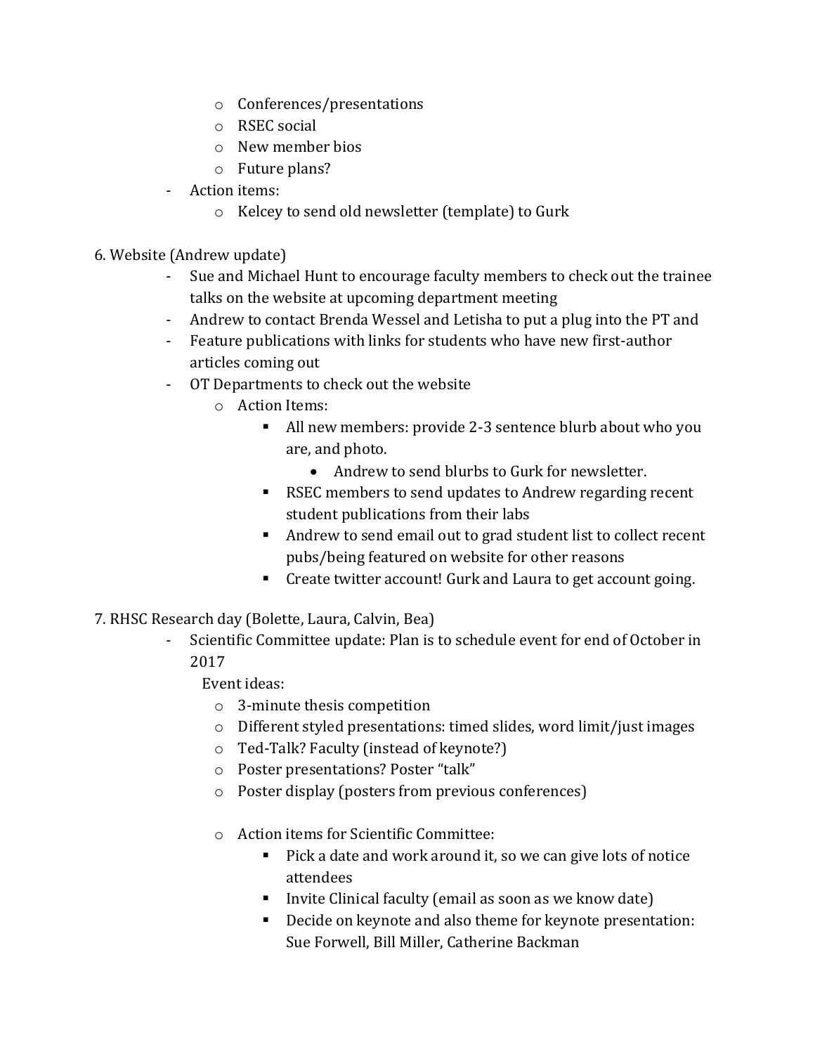- Conferences/presentations
  - RSEC social
  - New member bios
  - Future plans?
- Action items:
  - Kelcey to send old newsletter (template) to Gurk

6. Website (Andrew update)
- Sue and Michael Hunt to encourage faculty members to check out the trainee talks on the website at upcoming department meeting
- Andrew to contact Brenda Wessel and Letisha to put a plug into the PT and
- Feature publications with links for students who have new first-author articles coming out
- OT Departments to check out the website
  - Action Items:
    - All new members: provide 2-3 sentence blurb about who you are, and photo.
      - Andrew to send blurbs to Gurk for newsletter.
    - RSEC members to send updates to Andrew regarding recent student publications from their labs
    - Andrew to send email out to grad student list to collect recent pubs/being featured on website for other reasons
    - Create twitter account! Gurk and Laura to get account going.

7. RHSC Research day (Bolette, Laura, Calvin, Bea)
- Scientific Committee update: Plan is to schedule event for end of October in 2017

  Event ideas:
  - 3-minute thesis competition
  - Different styled presentations: timed slides, word limit/just images
  - Ted-Talk? Faculty (instead of keynote?)
  - Poster presentations? Poster "talk"
  - Poster display (posters from previous conferences)

  - Action items for Scientific Committee:
    - Pick a date and work around it, so we can give lots of notice attendees
    - Invite Clinical faculty (email as soon as we know date)
    - Decide on keynote and also theme for keynote presentation: Sue Forwell, Bill Miller, Catherine Backman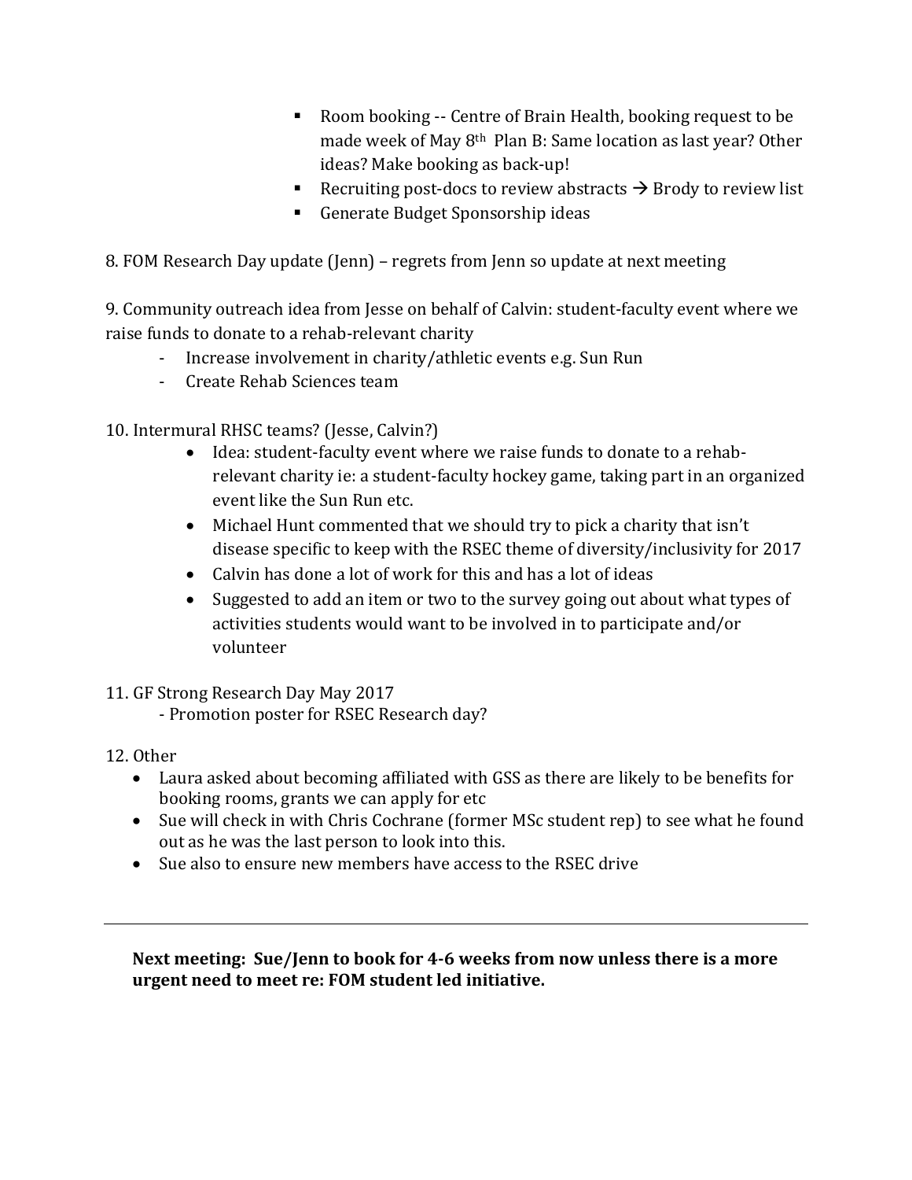- Room booking -- Centre of Brain Health, booking request to be made week of May 8th  Plan B: Same location as last year? Other ideas? Make booking as back-up!
- Recruiting post-docs to review abstracts → Brody to review list
- Generate Budget Sponsorship ideas

8. FOM Research Day update (Jenn) – regrets from Jenn so update at next meeting

9. Community outreach idea from Jesse on behalf of Calvin: student-faculty event where we raise funds to donate to a rehab-relevant charity

- Increase involvement in charity/athletic events e.g. Sun Run
- Create Rehab Sciences team

10. Intermural RHSC teams? (Jesse, Calvin?)

- Idea: student-faculty event where we raise funds to donate to a rehab-relevant charity ie: a student-faculty hockey game, taking part in an organized event like the Sun Run etc.
- Michael Hunt commented that we should try to pick a charity that isn't disease specific to keep with the RSEC theme of diversity/inclusivity for 2017
- Calvin has done a lot of work for this and has a lot of ideas
- Suggested to add an item or two to the survey going out about what types of activities students would want to be involved in to participate and/or volunteer

11. GF Strong Research Day May 2017

- Promotion poster for RSEC Research day?

12. Other

- Laura asked about becoming affiliated with GSS as there are likely to be benefits for booking rooms, grants we can apply for etc
- Sue will check in with Chris Cochrane (former MSc student rep) to see what he found out as he was the last person to look into this.
- Sue also to ensure new members have access to the RSEC drive

---

**Next meeting: Sue/Jenn to book for 4-6 weeks from now unless there is a more urgent need to meet re: FOM student led initiative.**